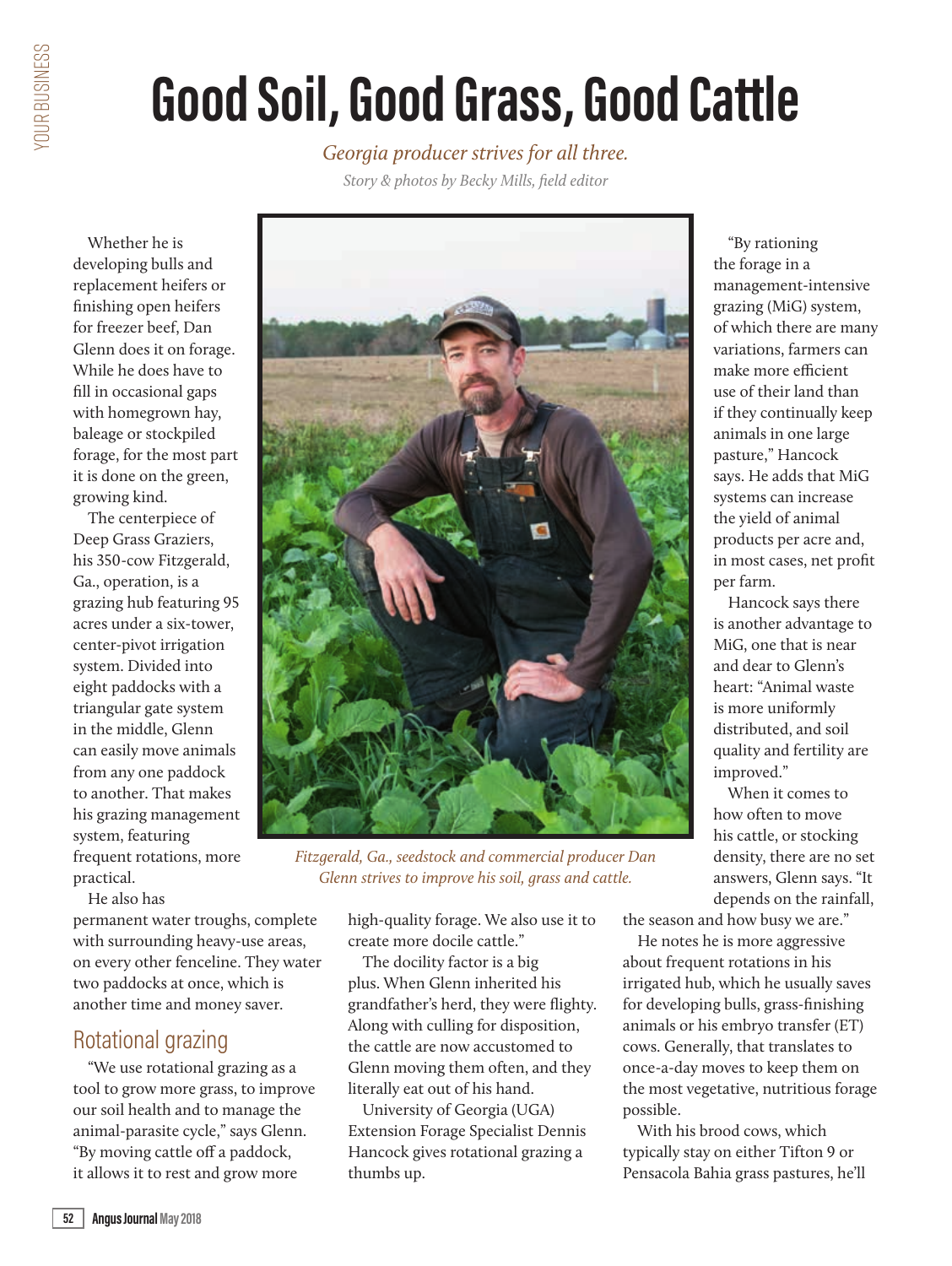# Good Soil, Good Grass, Good Cattle

*Georgia producer strives for all three.*

*Story & photos by Becky Mills, field editor*

Whether he is developing bulls and replacement heifers or finishing open heifers for freezer beef, Dan Glenn does it on forage. While he does have to fill in occasional gaps with homegrown hay, baleage or stockpiled forage, for the most part it is done on the green, growing kind.

The centerpiece of Deep Grass Graziers, his 350-cow Fitzgerald, Ga., operation, is a grazing hub featuring 95 acres under a six-tower, center-pivot irrigation system. Divided into eight paddocks with a triangular gate system in the middle, Glenn can easily move animals from any one paddock to another. That makes his grazing management system, featuring frequent rotations, more practical.

He also has permanent water troughs, complete with surrounding heavy-use areas, on every other fenceline. They water two paddocks at once, which is another time and money saver.

*Fitzgerald, Ga., seedstock and commercial producer Dan Glenn strives to improve his soil, grass and cattle.*

## Rotational grazing

"We use rotational grazing as a tool to grow more grass, to improve our soil health and to manage the animal-parasite cycle," says Glenn. "By moving cattle off a paddock, it allows it to rest and grow more high-quality forage. We also use it to create more docile cattle."

The docility factor is a big plus. When Glenn inherited his grandfather's herd, they were flighty. Along with culling for disposition, the cattle are now accustomed to Glenn moving them often, and they literally eat out of his hand.

University of Georgia (UGA) Extension Forage Specialist Dennis Hancock gives rotational grazing a thumbs up.

"By rationing the forage in a management-intensive grazing (MiG) system, of which there are many variations, farmers can make more efficient use of their land than if they continually keep animals in one large pasture," Hancock says. He adds that MiG systems can increase the yield of animal products per acre and, in most cases, net profit per farm.

Hancock says there is another advantage to MiG, one that is near and dear to Glenn's heart: "Animal waste is more uniformly distributed, and soil quality and fertility are improved."

When it comes to how often to move his cattle, or stocking density, there are no set answers, Glenn says. "It depends on the rainfall, the season and how busy we are."

He notes he is more aggressive about frequent rotations in his irrigated hub, which he usually saves for developing bulls, grass-finishing animals or his embryo transfer (ET) cows. Generally, that translates to once-a-day moves to keep them on the most vegetative, nutritious forage possible.

With his brood cows, which typically stay on either Tifton 9 or Pensacola Bahia grass pastures, he'll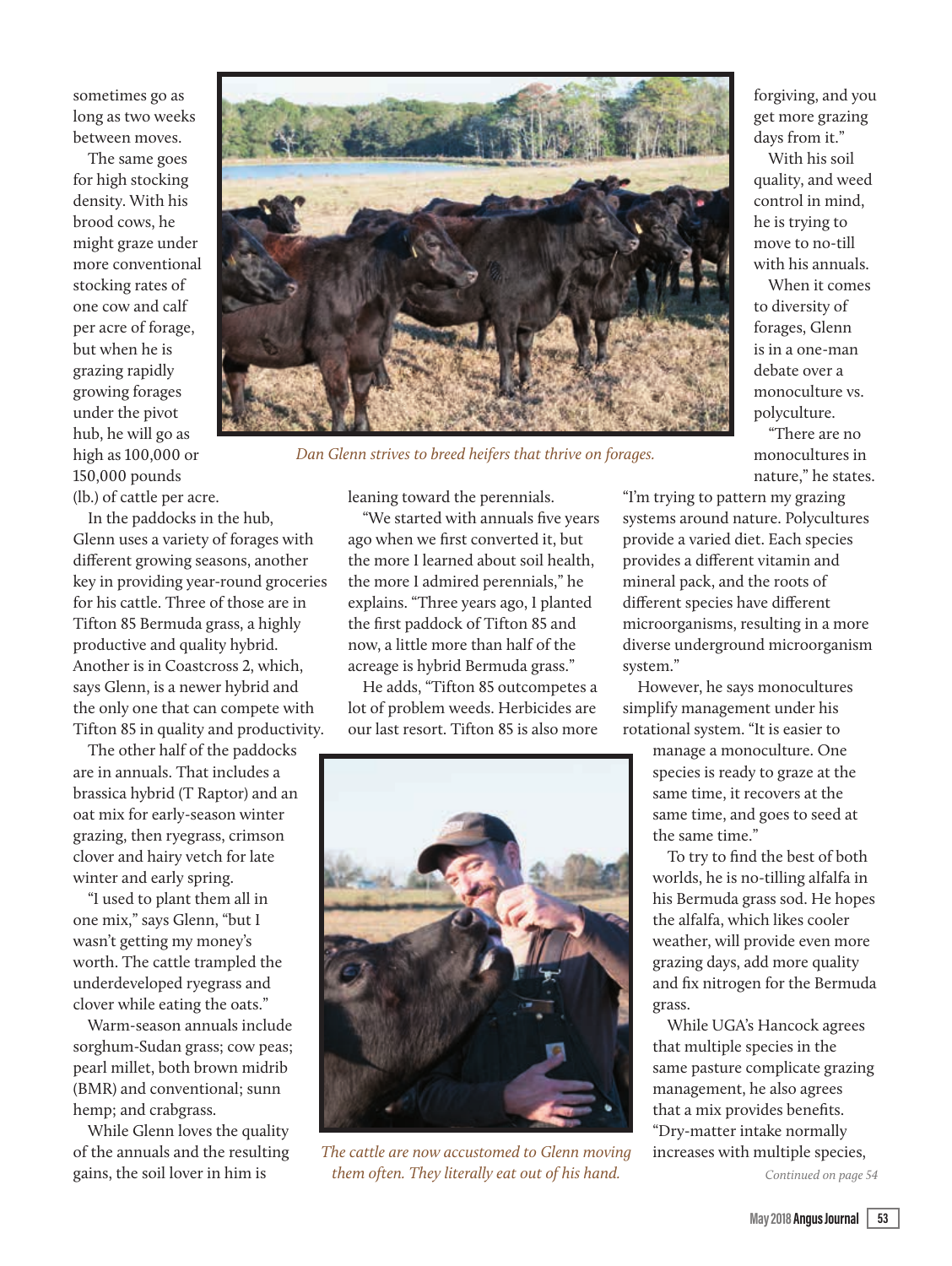sometimes go as long as two weeks between moves.

The same goes for high stocking density. With his brood cows, he might graze under more conventional stocking rates of one cow and calf per acre of forage, but when he is grazing rapidly growing forages under the pivot hub, he will go as high as 100,000 or 150,000 pounds (lb.) of cattle per acre.

*Dan Glenn strives to breed heifers that thrive on forages.*

In the paddocks in the hub, Glenn uses a variety of forages with different growing seasons, another key in providing year-round groceries for his cattle. Three of those are in Tifton 85 Bermuda grass, a highly productive and quality hybrid. Another is in Coastcross 2, which, says Glenn, is a newer hybrid and the only one that can compete with Tifton 85 in quality and productivity.

The other half of the paddocks are in annuals. That includes a brassica hybrid (T Raptor) and an oat mix for early-season winter grazing, then ryegrass, crimson clover and hairy vetch for late winter and early spring.

"I used to plant them all in one mix," says Glenn, "but I wasn't getting my money's worth. The cattle trampled the underdeveloped ryegrass and clover while eating the oats."

Warm-season annuals include sorghum-Sudan grass; cow peas; pearl millet, both brown midrib (BMR) and conventional; sunn hemp; and crabgrass.

While Glenn loves the quality of the annuals and the resulting gains, the soil lover in him is leaning toward the perennials.

"We started with annuals five years ago when we first converted it, but the more I learned about soil health, the more I admired perennials," he explains. "Three years ago, I planted the first paddock of Tifton 85 and now, a little more than half of the acreage is hybrid Bermuda grass."

He adds, "Tifton 85 outcompetes a lot of problem weeds. Herbicides are our last resort. Tifton 85 is also more forgiving, and you get more grazing days from it."

*The cattle are now accustomed to Glenn moving them often. They literally eat out of his hand.*

With his soil quality, and weed control in mind, he is trying to move to no-till with his annuals.

When it comes to diversity of forages, Glenn is in a one-man debate over a monoculture vs. polyculture.

"There are no monocultures in nature," he states. "I'm trying to pattern my grazing systems around nature. Polycultures provide a varied diet. Each species provides a different vitamin and mineral pack, and the roots of different species have different microorganisms, resulting in a more diverse underground microorganism system."

However, he says monocultures simplify management under his rotational system. "It is easier to manage a monoculture. One species is ready to graze at the same time, it recovers at the same time, and goes to seed at the same time."

To try to find the best of both worlds, he is no-tilling alfalfa in his Bermuda grass sod. He hopes the alfalfa, which likes cooler weather, will provide even more grazing days, add more quality and fix nitrogen for the Bermuda grass.

While UGA's Hancock agrees that multiple species in the same pasture complicate grazing management, he also agrees that a mix provides benefits. "Dry-matter intake normally increases with multiple species,

*Continued on page 54*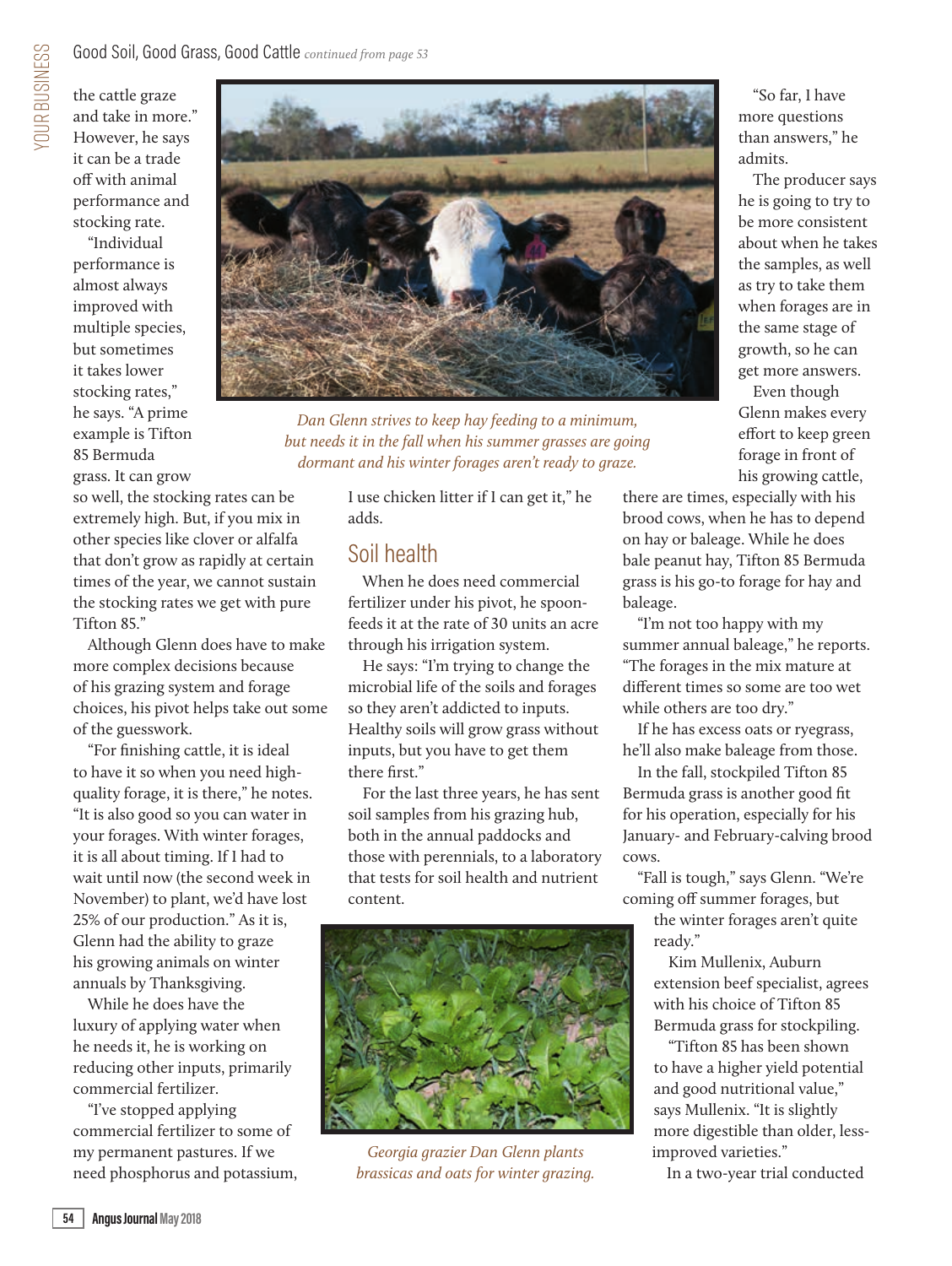the cattle graze and take in more." However, he says it can be a trade off with animal performance and stocking rate.

"Individual performance is almost always improved with multiple species, but sometimes it takes lower stocking rates," he says. "A prime example is Tifton 85 Bermuda grass. It can grow so well, the stocking rates can be extremely high. But, if you mix in other species like clover or alfalfa that don't grow as rapidly at certain times of the year, we cannot sustain the stocking rates we get with pure Tifton 85."

*Dan Glenn strives to keep hay feeding to a minimum, but needs it in the fall when his summer grasses are going dormant and his winter forages aren't ready to graze.*

Although Glenn does have to make more complex decisions because of his grazing system and forage choices, his pivot helps take out some of the guesswork.

"For finishing cattle, it is ideal to have it so when you need high-quality forage, it is there," he notes. "It is also good so you can water in your forages. With winter forages, it is all about timing. If I had to wait until now (the second week in November) to plant, we'd have lost 25% of our production." As it is, Glenn had the ability to graze his growing animals on winter annuals by Thanksgiving.

While he does have the luxury of applying water when he needs it, he is working on reducing other inputs, primarily commercial fertilizer.

"I've stopped applying commercial fertilizer to some of my permanent pastures. If we need phosphorus and potassium, I use chicken litter if I can get it," he adds.

## Soil health

When he does need commercial fertilizer under his pivot, he spoon-feeds it at the rate of 30 units an acre through his irrigation system.

He says: "I'm trying to change the microbial life of the soils and forages so they aren't addicted to inputs. Healthy soils will grow grass without inputs, but you have to get them there first."

For the last three years, he has sent soil samples from his grazing hub, both in the annual paddocks and those with perennials, to a laboratory that tests for soil health and nutrient content.

*Georgia grazier Dan Glenn plants brassicas and oats for winter grazing.*

"So far, I have more questions than answers," he admits.

The producer says he is going to try to be more consistent about when he takes the samples, as well as try to take them when forages are in the same stage of growth, so he can get more answers.

Even though Glenn makes every effort to keep green forage in front of his growing cattle, there are times, especially with his brood cows, when he has to depend on hay or baleage. While he does bale peanut hay, Tifton 85 Bermuda grass is his go-to forage for hay and baleage.

"I'm not too happy with my summer annual baleage," he reports. "The forages in the mix mature at different times so some are too wet while others are too dry."

If he has excess oats or ryegrass, he'll also make baleage from those.

In the fall, stockpiled Tifton 85 Bermuda grass is another good fit for his operation, especially for his January- and February-calving brood cows.

"Fall is tough," says Glenn. "We're coming off summer forages, but the winter forages aren't quite ready."

Kim Mullenix, Auburn extension beef specialist, agrees with his choice of Tifton 85 Bermuda grass for stockpiling.

"Tifton 85 has been shown to have a higher yield potential and good nutritional value," says Mullenix. "It is slightly more digestible than older, less-improved varieties."

In a two-year trial conducted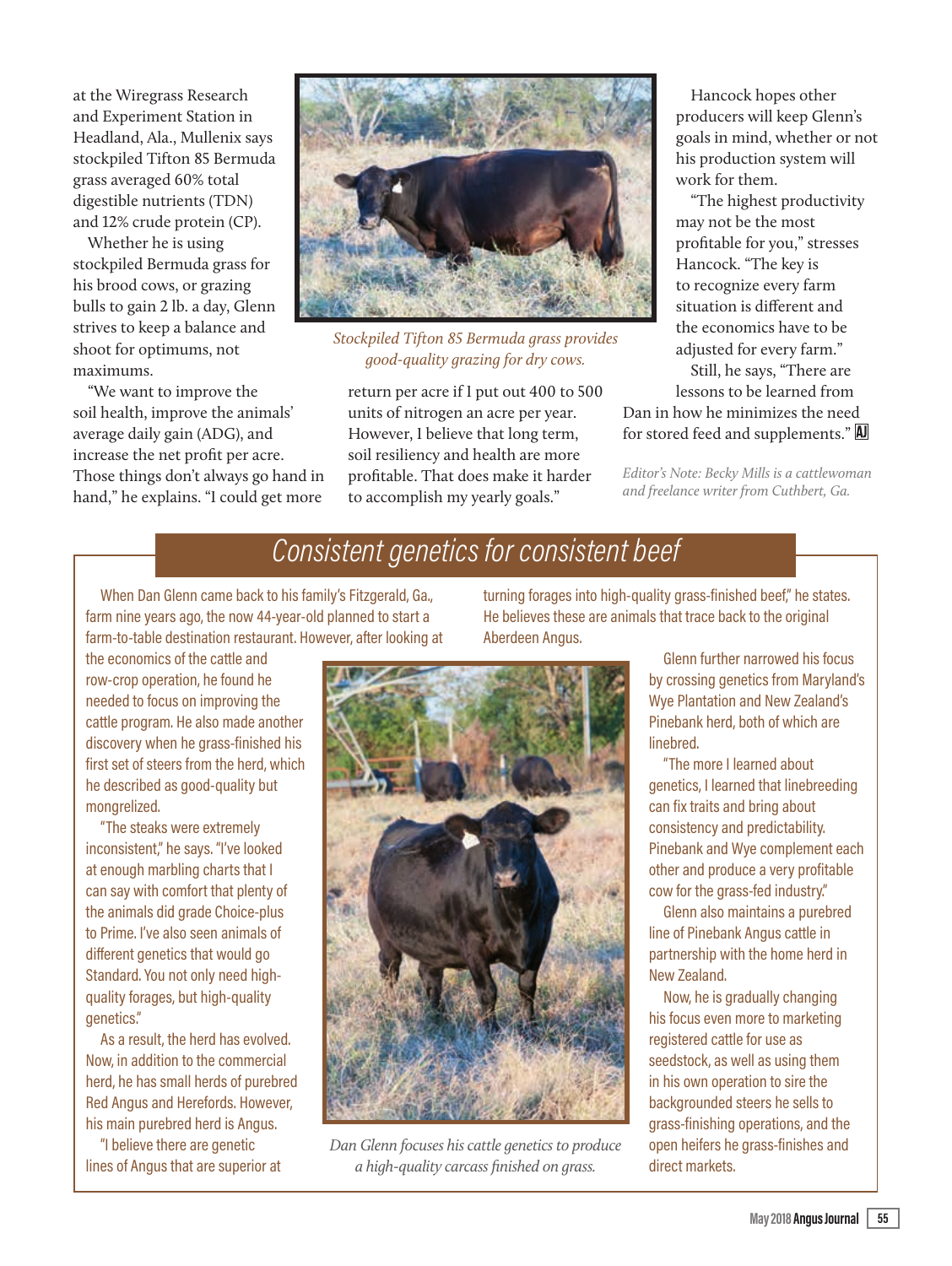at the Wiregrass Research and Experiment Station in Headland, Ala., Mullenix says stockpiled Tifton 85 Bermuda grass averaged 60% total digestible nutrients (TDN) and 12% crude protein (CP).

Whether he is using stockpiled Bermuda grass for his brood cows, or grazing bulls to gain 2 lb. a day, Glenn strives to keep a balance and shoot for optimums, not maximums.

"We want to improve the soil health, improve the animals' average daily gain (ADG), and increase the net profit per acre. Those things don't always go hand in hand," he explains. "I could get more return per acre if I put out 400 to 500 units of nitrogen an acre per year. However, I believe that long term, soil resiliency and health are more profitable. That does make it harder to accomplish my yearly goals."

*Stockpiled Tifton 85 Bermuda grass provides good-quality grazing for dry cows.*

Hancock hopes other producers will keep Glenn's goals in mind, whether or not his production system will work for them.

"The highest productivity may not be the most profitable for you," stresses Hancock. "The key is to recognize every farm situation is different and the economics have to be adjusted for every farm."

Still, he says, "There are lessons to be learned from Dan in how he minimizes the need for stored feed and supplements." AJ

*Editor's Note: Becky Mills is a cattlewoman and freelance writer from Cuthbert, Ga.*

## Consistent genetics for consistent beef

When Dan Glenn came back to his family's Fitzgerald, Ga., farm nine years ago, the now 44-year-old planned to start a farm-to-table destination restaurant. However, after looking at the economics of the cattle and row-crop operation, he found he needed to focus on improving the cattle program. He also made another discovery when he grass-finished his first set of steers from the herd, which he described as good-quality but mongrelized.

"The steaks were extremely inconsistent," he says. "I've looked at enough marbling charts that I can say with comfort that plenty of the animals did grade Choice-plus to Prime. I've also seen animals of different genetics that would go Standard. You not only need high-quality forages, but high-quality genetics."

As a result, the herd has evolved. Now, in addition to the commercial herd, he has small herds of purebred Red Angus and Herefords. However, his main purebred herd is Angus.

"I believe there are genetic lines of Angus that are superior at turning forages into high-quality grass-finished beef," he states. He believes these are animals that trace back to the original Aberdeen Angus.

*Dan Glenn focuses his cattle genetics to produce a high-quality carcass finished on grass.*

Glenn further narrowed his focus by crossing genetics from Maryland's Wye Plantation and New Zealand's Pinebank herd, both of which are linebred.

"The more I learned about genetics, I learned that linebreeding can fix traits and bring about consistency and predictability. Pinebank and Wye complement each other and produce a very profitable cow for the grass-fed industry."

Glenn also maintains a purebred line of Pinebank Angus cattle in partnership with the home herd in New Zealand.

Now, he is gradually changing his focus even more to marketing registered cattle for use as seedstock, as well as using them in his own operation to sire the backgrounded steers he sells to grass-finishing operations, and the open heifers he grass-finishes and direct markets.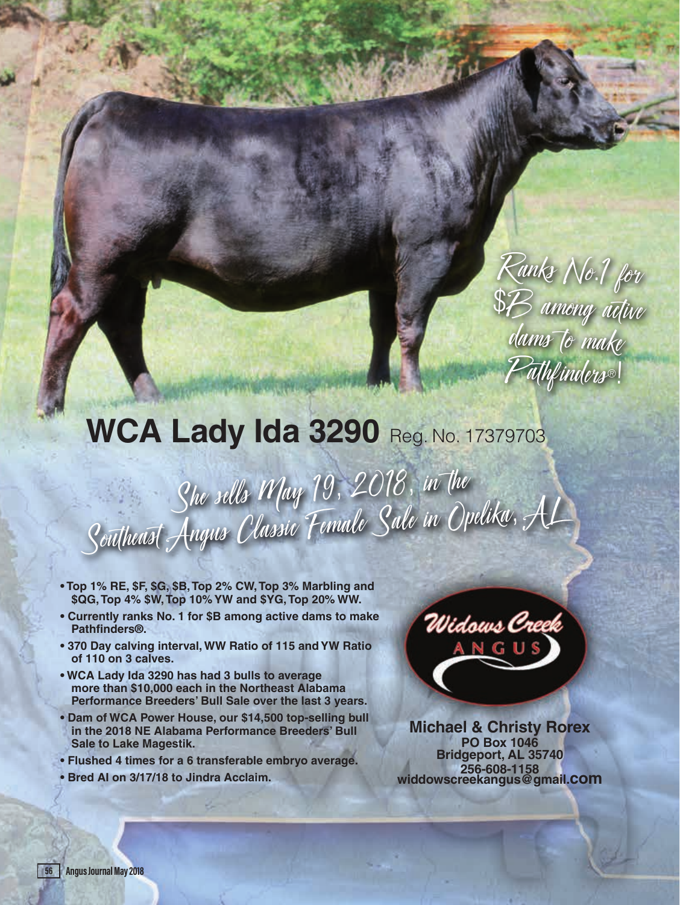*Ranks No.1 for $B among active dams to make Pathfinders®!*

# WCA Lady Ida 3290 Reg. No. 17379703

*She sells May 19, 2018, in the Southeast Angus Classic Female Sale in Opelika, AL*

- **Top 1% RE, $F, $G, $B, Top 2% CW, Top 3% Marbling and $QG, Top 4% $W, Top 10% YW and $YG, Top 20% WW.**
- **Currently ranks No. 1 for $B among active dams to make Pathfinders®.**
- **370 Day calving interval, WW Ratio of 115 and YW Ratio of 110 on 3 calves.**
- **WCA Lady Ida 3290 has had 3 bulls to average more than $10,000 each in the Northeast Alabama Performance Breeders' Bull Sale over the last 3 years.**
- **Dam of WCA Power House, our $14,500 top-selling bull in the 2018 NE Alabama Performance Breeders' Bull Sale to Lake Magestik.**
- **Flushed 4 times for a 6 transferable embryo average.**
- **Bred AI on 3/17/18 to Jindra Acclaim.**

Widows Creek ANGUS

**Michael & Christy Rorex**
**PO Box 1046**
**Bridgeport, AL 35740**
**256-608-1158**
**widdowscreekangus@gmail.com**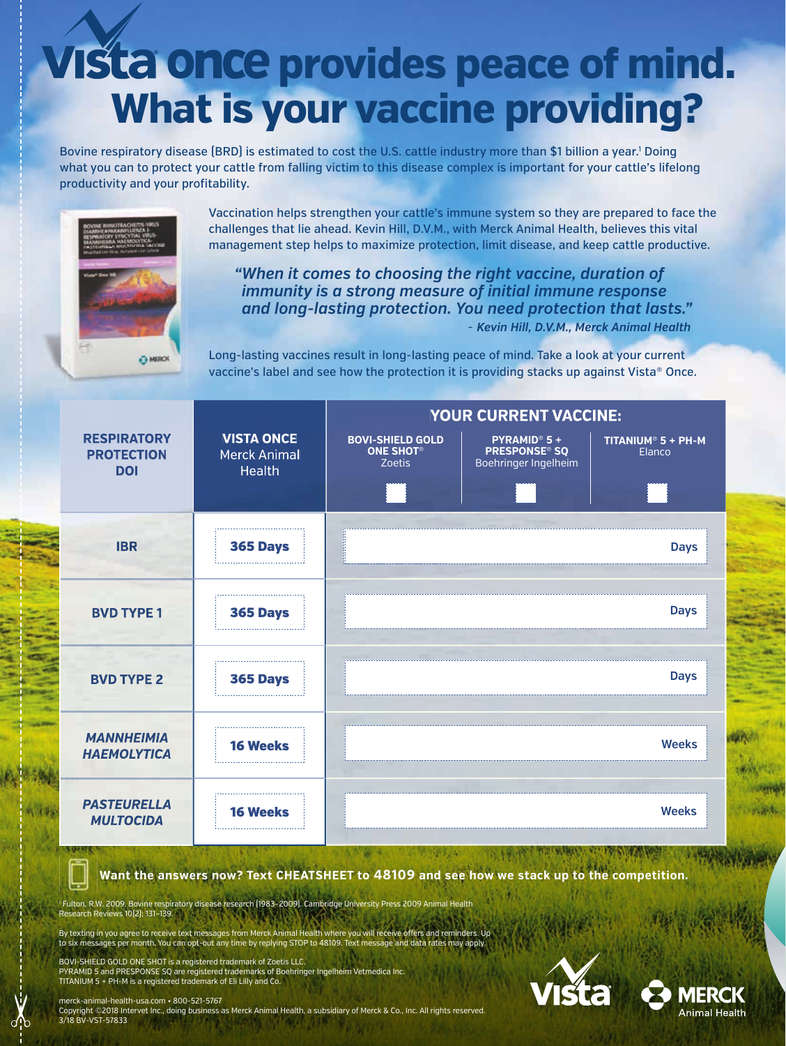# Vista® Once provides peace of mind. What is your vaccine providing?

Bovine respiratory disease (BRD) is estimated to cost the U.S. cattle industry more than $1 billion a year.[1] Doing what you can to protect your cattle from falling victim to this disease complex is important for your cattle's lifelong productivity and your profitability.

Vaccination helps strengthen your cattle's immune system so they are prepared to face the challenges that lie ahead. Kevin Hill, D.V.M., with Merck Animal Health, believes this vital management step helps to maximize protection, limit disease, and keep cattle productive.

> *"When it comes to choosing the right vaccine, duration of immunity is a strong measure of initial immune response and long-lasting protection. You need protection that lasts."*
>
> *- Kevin Hill, D.V.M., Merck Animal Health*

Long-lasting vaccines result in long-lasting peace of mind. Take a look at your current vaccine's label and see how the protection it is providing stacks up against Vista® Once.

| RESPIRATORY PROTECTION DOI | VISTA ONCE Merck Animal Health | YOUR CURRENT VACCINE: BOVI-SHIELD GOLD ONE SHOT® Zoetis / PYRAMID® 5 + PRESPONSE® SQ Boehringer Ingelheim / TITANIUM® 5 + PH-M Elanco |
|---|---|---|
| IBR | 365 Days | Days |
| BVD TYPE 1 | 365 Days | Days |
| BVD TYPE 2 | 365 Days | Days |
| *MANNHEIMIA HAEMOLYTICA* | 16 Weeks | Weeks |
| *PASTEURELLA MULTOCIDA* | 16 Weeks | Weeks |

**Want the answers now? Text CHEATSHEET to 48109 and see how we stack up to the competition.**

[1] Fulton, R.W. 2009. Bovine respiratory disease research (1983–2009). Cambridge University Press 2009 Animal Health Research Reviews 10(2); 131–139.

By texting in you agree to receive text messages from Merck Animal Health where you will receive offers and reminders. Up to six messages per month. You can opt-out any time by replying STOP to 48109. Text message and data rates may apply.

BOVI-SHIELD GOLD ONE SHOT is a registered trademark of Zoetis LLC.
PYRAMID 5 and PRESPONSE SQ are registered trademarks of Boehringer Ingelheim Vetmedica Inc.
TITANIUM 5 + PH-M is a registered trademark of Eli Lilly and Co.

merck-animal-health-usa.com • 800-521-5767
Copyright ©2018 Intervet Inc., doing business as Merck Animal Health, a subsidiary of Merck & Co., Inc. All rights reserved.
3/18 BV-VST-57833